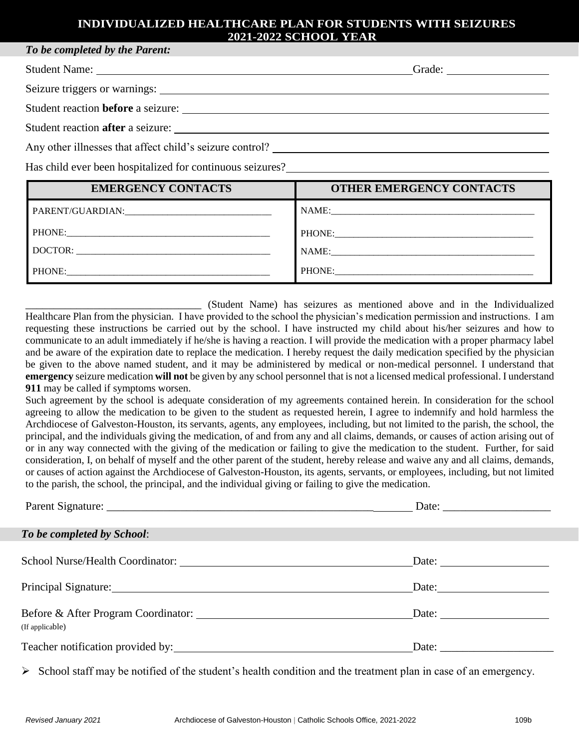# INDIVIDUALIZED HEALTHCARE PLAN FOR STUDENTS WITH SEIZURES 2021-2022 SCHOOL YEAR

***To be completed by the Parent:***

Student Name: ______________________________ Grade: ______________

Seizure triggers or warnings: ______________________________

Student reaction **before** a seizure: ______________________________

Student reaction **after** a seizure: ______________________________

Any other illnesses that affect child's seizure control? ______________________________

Has child ever been hospitalized for continuous seizures? ______________________________

| EMERGENCY CONTACTS | OTHER EMERGENCY CONTACTS |
| --- | --- |
| PARENT/GUARDIAN:______________________________ | NAME:______________________________ |
| PHONE:______________________________ | PHONE:______________________________ |
| DOCTOR: ______________________________ | NAME:______________________________ |
| PHONE:______________________________ | PHONE:______________________________ |

________________________________ (Student Name) has seizures as mentioned above and in the Individualized Healthcare Plan from the physician. I have provided to the school the physician's medication permission and instructions. I am requesting these instructions be carried out by the school. I have instructed my child about his/her seizures and how to communicate to an adult immediately if he/she is having a reaction. I will provide the medication with a proper pharmacy label and be aware of the expiration date to replace the medication. I hereby request the daily medication specified by the physician be given to the above named student, and it may be administered by medical or non-medical personnel. I understand that **emergency** seizure medication **will not** be given by any school personnel that is not a licensed medical professional. I understand **911** may be called if symptoms worsen.

Such agreement by the school is adequate consideration of my agreements contained herein. In consideration for the school agreeing to allow the medication to be given to the student as requested herein, I agree to indemnify and hold harmless the Archdiocese of Galveston-Houston, its servants, agents, any employees, including, but not limited to the parish, the school, the principal, and the individuals giving the medication, of and from any and all claims, demands, or causes of action arising out of or in any way connected with the giving of the medication or failing to give the medication to the student. Further, for said consideration, I, on behalf of myself and the other parent of the student, hereby release and waive any and all claims, demands, or causes of action against the Archdiocese of Galveston-Houston, its agents, servants, or employees, including, but not limited to the parish, the school, the principal, and the individual giving or failing to give the medication.

Parent Signature: ______________________________ Date: ______________

***To be completed by School***:

School Nurse/Health Coordinator: ______________________________ Date: ______________

Principal Signature: ______________________________ Date: ______________

Before & After Program Coordinator: ______________________________ Date: ______________
(If applicable)

Teacher notification provided by: ______________________________ Date: ______________

- School staff may be notified of the student's health condition and the treatment plan in case of an emergency.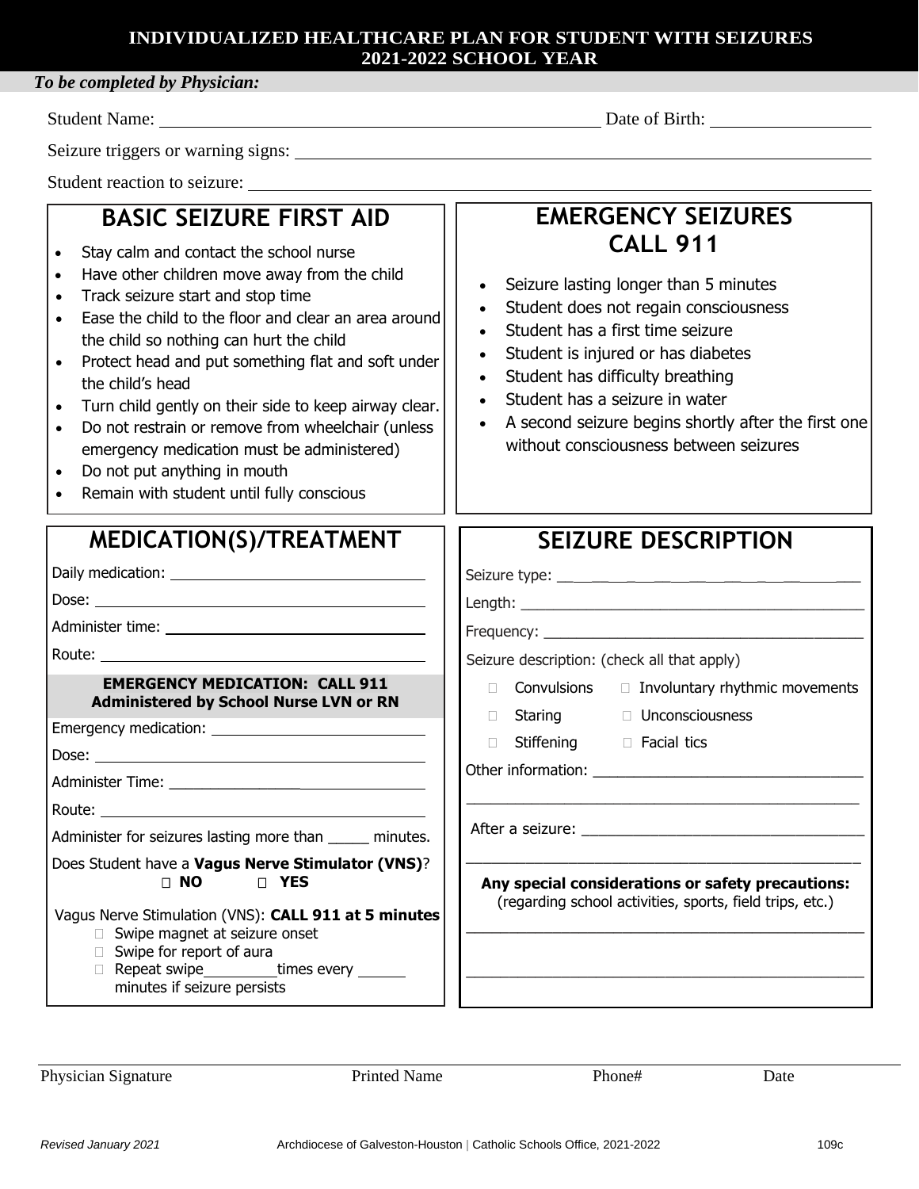# INDIVIDUALIZED HEALTHCARE PLAN FOR STUDENT WITH SEIZURES
## 2021-2022 SCHOOL YEAR

***To be completed by Physician:***

Student Name: ____________________________________________ Date of Birth: ______________

Seizure triggers or warning signs: ____________________________________________

Student reaction to seizure: ____________________________________________

## BASIC SEIZURE FIRST AID

- Stay calm and contact the school nurse
- Have other children move away from the child
- Track seizure start and stop time
- Ease the child to the floor and clear an area around the child so nothing can hurt the child
- Protect head and put something flat and soft under the child's head
- Turn child gently on their side to keep airway clear.
- Do not restrain or remove from wheelchair (unless emergency medication must be administered)
- Do not put anything in mouth
- Remain with student until fully conscious

## EMERGENCY SEIZURES CALL 911

- Seizure lasting longer than 5 minutes
- Student does not regain consciousness
- Student has a first time seizure
- Student is injured or has diabetes
- Student has difficulty breathing
- Student has a seizure in water
- A second seizure begins shortly after the first one without consciousness between seizures

## MEDICATION(S)/TREATMENT

Daily medication: ______________________________

Dose: ______________________________

Administer time: ______________________________

Route: ______________________________

**EMERGENCY MEDICATION: CALL 911**
**Administered by School Nurse LVN or RN**

Emergency medication: ______________________________

Dose: ______________________________

Administer Time: ______________________________

Route: ______________________________

Administer for seizures lasting more than _____ minutes.

Does Student have a **Vagus Nerve Stimulator (VNS)**?
☐ **NO** ☐ **YES**

Vagus Nerve Stimulation (VNS): **CALL 911 at 5 minutes**
- ☐ Swipe magnet at seizure onset
- ☐ Swipe for report of aura
- ☐ Repeat swipe__________times every ______ minutes if seizure persists

## SEIZURE DESCRIPTION

Seizure type: ______________________________

Length: ______________________________

Frequency: ______________________________

Seizure description: (check all that apply)

- ☐ Convulsions ☐ Involuntary rhythmic movements
- ☐ Staring ☐ Unconsciousness
- ☐ Stiffening ☐ Facial tics

Other information: ______________________________

______________________________________________

After a seizure: ______________________________

______________________________________________

**Any special considerations or safety precautions:**
(regarding school activities, sports, field trips, etc.)

______________________________________________

______________________________________________

______________________________________________

Physician Signature Printed Name Phone# Date

*Revised January 2021* Archdiocese of Galveston-Houston | Catholic Schools Office, 2021-2022 109c